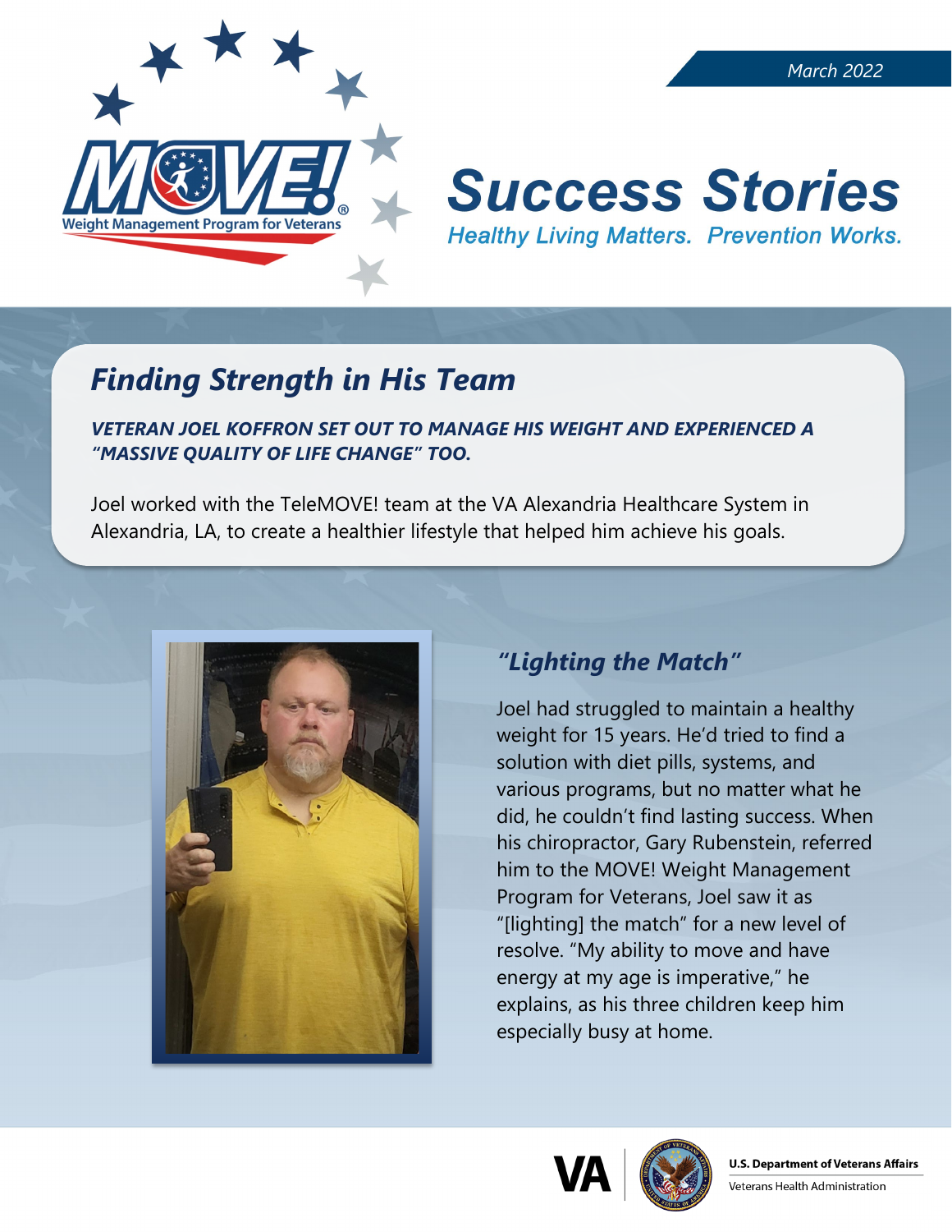March 2022

# Success Stories

*Healthy Living Matters. Prevention Works.*

## Finding Strength in His Team

***VETERAN JOEL KOFFRON SET OUT TO MANAGE HIS WEIGHT AND EXPERIENCED A "MASSIVE QUALITY OF LIFE CHANGE" TOO.***

Joel worked with the TeleMOVE! team at the VA Alexandria Healthcare System in Alexandria, LA, to create a healthier lifestyle that helped him achieve his goals.

### "Lighting the Match"

Joel had struggled to maintain a healthy weight for 15 years. He'd tried to find a solution with diet pills, systems, and various programs, but no matter what he did, he couldn't find lasting success. When his chiropractor, Gary Rubenstein, referred him to the MOVE! Weight Management Program for Veterans, Joel saw it as "[lighting] the match" for a new level of resolve. "My ability to move and have energy at my age is imperative," he explains, as his three children keep him especially busy at home.

U.S. Department of Veterans Affairs
Veterans Health Administration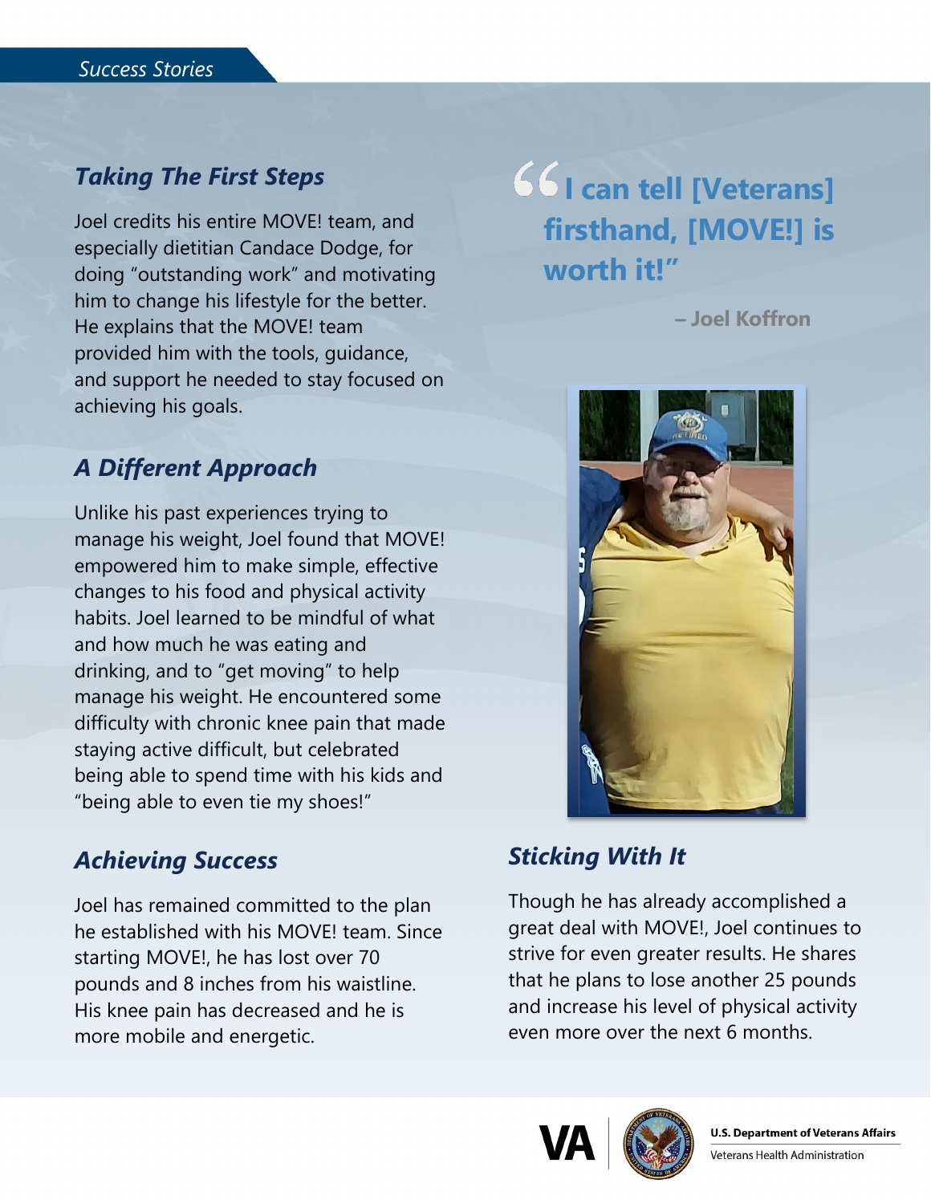## Taking The First Steps

Joel credits his entire MOVE! team, and especially dietitian Candace Dodge, for doing "outstanding work" and motivating him to change his lifestyle for the better. He explains that the MOVE! team provided him with the tools, guidance, and support he needed to stay focused on achieving his goals.

## A Different Approach

Unlike his past experiences trying to manage his weight, Joel found that MOVE! empowered him to make simple, effective changes to his food and physical activity habits. Joel learned to be mindful of what and how much he was eating and drinking, and to "get moving" to help manage his weight. He encountered some difficulty with chronic knee pain that made staying active difficult, but celebrated being able to spend time with his kids and "being able to even tie my shoes!"

## Achieving Success

Joel has remained committed to the plan he established with his MOVE! team. Since starting MOVE!, he has lost over 70 pounds and 8 inches from his waistline. His knee pain has decreased and he is more mobile and energetic.

> **"I can tell [Veterans] firsthand, [MOVE!] is worth it!"**
>
> **– Joel Koffron**

## Sticking With It

Though he has already accomplished a great deal with MOVE!, Joel continues to strive for even greater results. He shares that he plans to lose another 25 pounds and increase his level of physical activity even more over the next 6 months.

VA | U.S. Department of Veterans Affairs
Veterans Health Administration